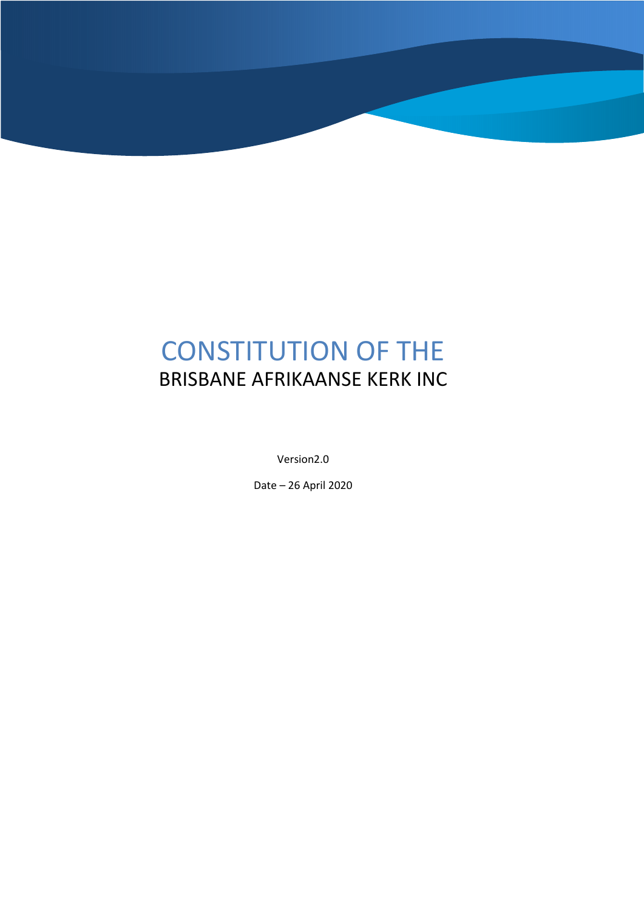# CONSTITUTION OF THE

## BRISBANE AFRIKAANSE KERK INC

Version2.0

Date – 26 April 2020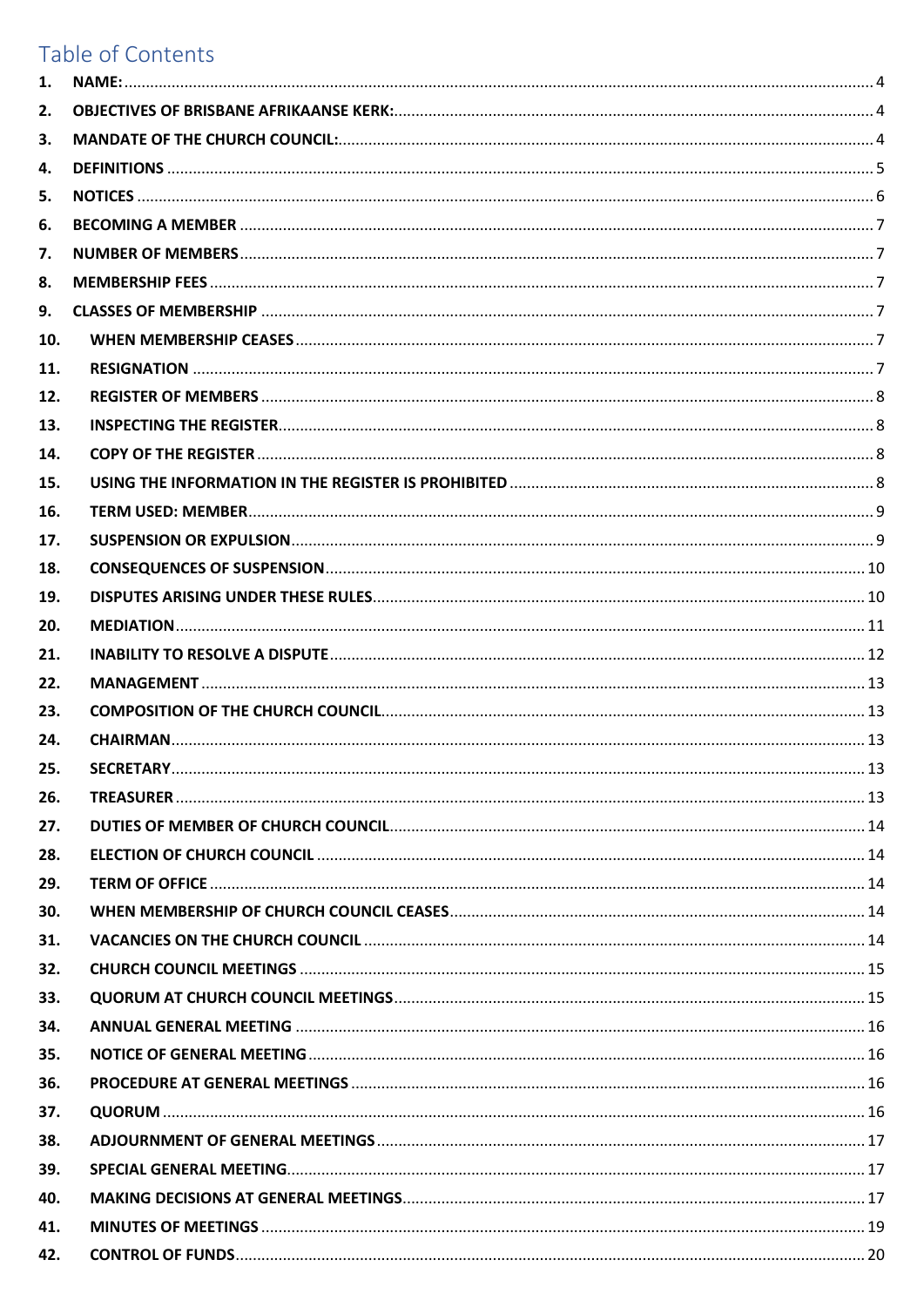# Table of Contents

1. NAME: ... 4
2. OBJECTIVES OF BRISBANE AFRIKAANSE KERK: ... 4
3. MANDATE OF THE CHURCH COUNCIL: ... 4
4. DEFINITIONS ... 5
5. NOTICES ... 6
6. BECOMING A MEMBER ... 7
7. NUMBER OF MEMBERS ... 7
8. MEMBERSHIP FEES ... 7
9. CLASSES OF MEMBERSHIP ... 7
10. WHEN MEMBERSHIP CEASES ... 7
11. RESIGNATION ... 7
12. REGISTER OF MEMBERS ... 8
13. INSPECTING THE REGISTER ... 8
14. COPY OF THE REGISTER ... 8
15. USING THE INFORMATION IN THE REGISTER IS PROHIBITED ... 8
16. TERM USED: MEMBER ... 9
17. SUSPENSION OR EXPULSION ... 9
18. CONSEQUENCES OF SUSPENSION ... 10
19. DISPUTES ARISING UNDER THESE RULES ... 10
20. MEDIATION ... 11
21. INABILITY TO RESOLVE A DISPUTE ... 12
22. MANAGEMENT ... 13
23. COMPOSITION OF THE CHURCH COUNCIL ... 13
24. CHAIRMAN ... 13
25. SECRETARY ... 13
26. TREASURER ... 13
27. DUTIES OF MEMBER OF CHURCH COUNCIL ... 14
28. ELECTION OF CHURCH COUNCIL ... 14
29. TERM OF OFFICE ... 14
30. WHEN MEMBERSHIP OF CHURCH COUNCIL CEASES ... 14
31. VACANCIES ON THE CHURCH COUNCIL ... 14
32. CHURCH COUNCIL MEETINGS ... 15
33. QUORUM AT CHURCH COUNCIL MEETINGS ... 15
34. ANNUAL GENERAL MEETING ... 16
35. NOTICE OF GENERAL MEETING ... 16
36. PROCEDURE AT GENERAL MEETINGS ... 16
37. QUORUM ... 16
38. ADJOURNMENT OF GENERAL MEETINGS ... 17
39. SPECIAL GENERAL MEETING ... 17
40. MAKING DECISIONS AT GENERAL MEETINGS ... 17
41. MINUTES OF MEETINGS ... 19
42. CONTROL OF FUNDS ... 20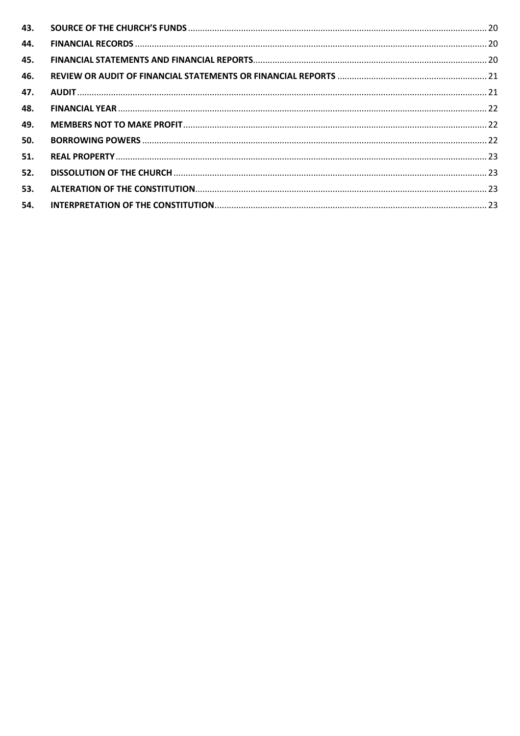| | | |
|---|---|---|
| **43.** | **SOURCE OF THE CHURCH'S FUNDS** | 20 |
| **44.** | **FINANCIAL RECORDS** | 20 |
| **45.** | **FINANCIAL STATEMENTS AND FINANCIAL REPORTS** | 20 |
| **46.** | **REVIEW OR AUDIT OF FINANCIAL STATEMENTS OR FINANCIAL REPORTS** | 21 |
| **47.** | **AUDIT** | 21 |
| **48.** | **FINANCIAL YEAR** | 22 |
| **49.** | **MEMBERS NOT TO MAKE PROFIT** | 22 |
| **50.** | **BORROWING POWERS** | 22 |
| **51.** | **REAL PROPERTY** | 23 |
| **52.** | **DISSOLUTION OF THE CHURCH** | 23 |
| **53.** | **ALTERATION OF THE CONSTITUTION** | 23 |
| **54.** | **INTERPRETATION OF THE CONSTITUTION** | 23 |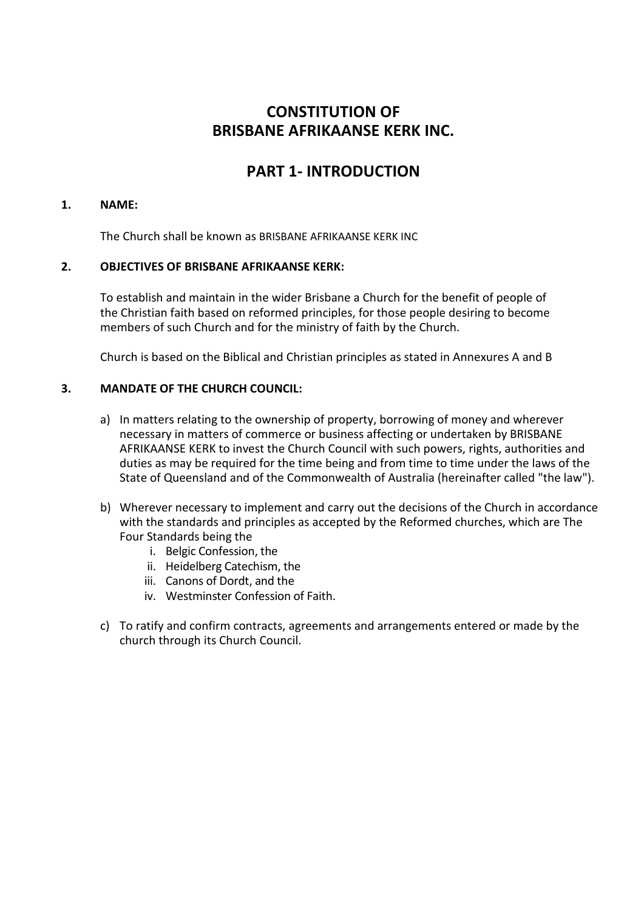# CONSTITUTION OF BRISBANE AFRIKAANSE KERK INC.

## PART 1- INTRODUCTION

### 1. NAME:

The Church shall be known as BRISBANE AFRIKAANSE KERK INC

### 2. OBJECTIVES OF BRISBANE AFRIKAANSE KERK:

To establish and maintain in the wider Brisbane a Church for the benefit of people of the Christian faith based on reformed principles, for those people desiring to become members of such Church and for the ministry of faith by the Church.

Church is based on the Biblical and Christian principles as stated in Annexures A and B

### 3. MANDATE OF THE CHURCH COUNCIL:

a) In matters relating to the ownership of property, borrowing of money and wherever necessary in matters of commerce or business affecting or undertaken by BRISBANE AFRIKAANSE KERK to invest the Church Council with such powers, rights, authorities and duties as may be required for the time being and from time to time under the laws of the State of Queensland and of the Commonwealth of Australia (hereinafter called "the law").

b) Wherever necessary to implement and carry out the decisions of the Church in accordance with the standards and principles as accepted by the Reformed churches, which are The Four Standards being the
   i. Belgic Confession, the
   ii. Heidelberg Catechism, the
   iii. Canons of Dordt, and the
   iv. Westminster Confession of Faith.

c) To ratify and confirm contracts, agreements and arrangements entered or made by the church through its Church Council.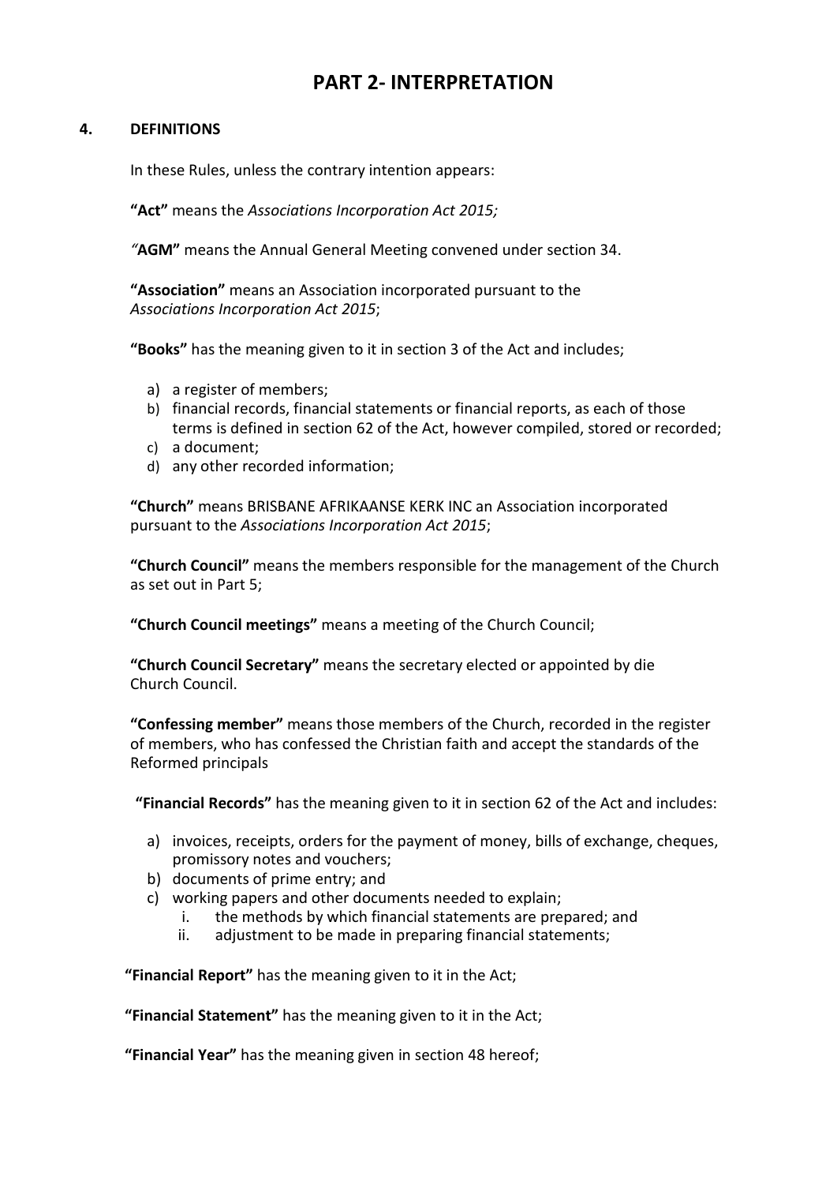# PART 2- INTERPRETATION

## 4. DEFINITIONS

In these Rules, unless the contrary intention appears:

**"Act"** means the *Associations Incorporation Act 2015;*

*"***AGM"** means the Annual General Meeting convened under section 34.

**"Association"** means an Association incorporated pursuant to the *Associations Incorporation Act 2015*;

**"Books"** has the meaning given to it in section 3 of the Act and includes;

a) a register of members;
b) financial records, financial statements or financial reports, as each of those terms is defined in section 62 of the Act, however compiled, stored or recorded;
c) a document;
d) any other recorded information;

**"Church"** means BRISBANE AFRIKAANSE KERK INC an Association incorporated pursuant to the *Associations Incorporation Act 2015*;

**"Church Council"** means the members responsible for the management of the Church as set out in Part 5;

**"Church Council meetings"** means a meeting of the Church Council;

**"Church Council Secretary"** means the secretary elected or appointed by die Church Council.

**"Confessing member"** means those members of the Church, recorded in the register of members, who has confessed the Christian faith and accept the standards of the Reformed principals

**"Financial Records"** has the meaning given to it in section 62 of the Act and includes:

a) invoices, receipts, orders for the payment of money, bills of exchange, cheques, promissory notes and vouchers;
b) documents of prime entry; and
c) working papers and other documents needed to explain;
   i. the methods by which financial statements are prepared; and
   ii. adjustment to be made in preparing financial statements;

**"Financial Report"** has the meaning given to it in the Act;

**"Financial Statement"** has the meaning given to it in the Act;

**"Financial Year"** has the meaning given in section 48 hereof;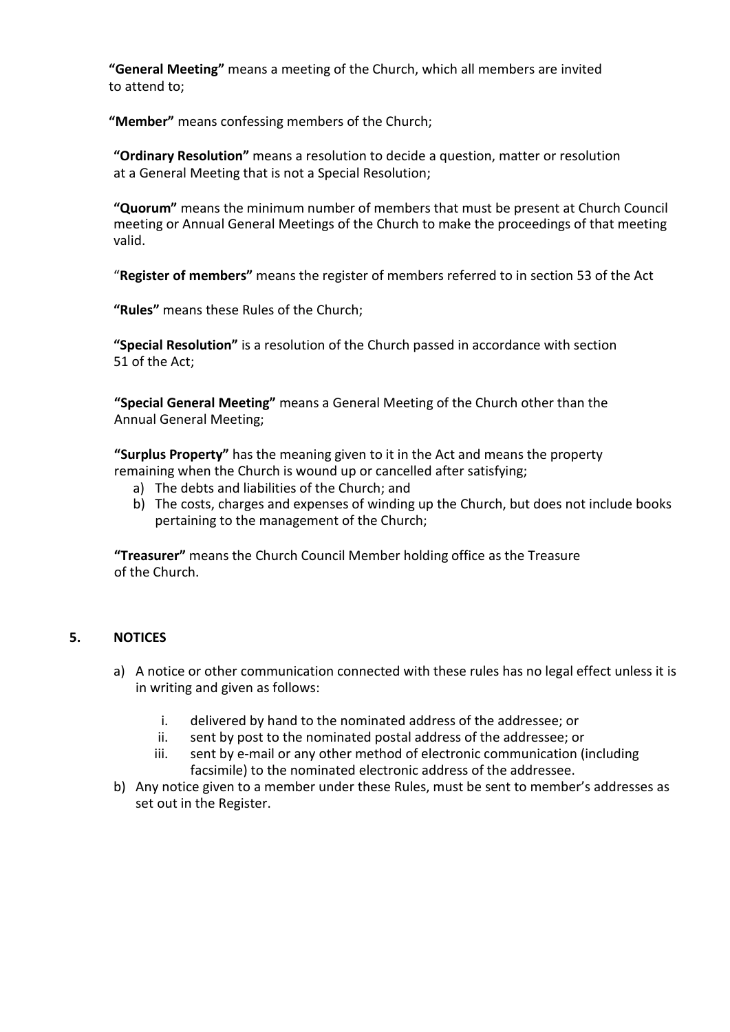**"General Meeting"** means a meeting of the Church, which all members are invited to attend to;

**"Member"** means confessing members of the Church;

**"Ordinary Resolution"** means a resolution to decide a question, matter or resolution at a General Meeting that is not a Special Resolution;

**"Quorum"** means the minimum number of members that must be present at Church Council meeting or Annual General Meetings of the Church to make the proceedings of that meeting valid.

"**Register of members"** means the register of members referred to in section 53 of the Act

**"Rules"** means these Rules of the Church;

**"Special Resolution"** is a resolution of the Church passed in accordance with section 51 of the Act;

**"Special General Meeting"** means a General Meeting of the Church other than the Annual General Meeting;

**"Surplus Property"** has the meaning given to it in the Act and means the property remaining when the Church is wound up or cancelled after satisfying;

a) The debts and liabilities of the Church; and
b) The costs, charges and expenses of winding up the Church, but does not include books pertaining to the management of the Church;

**"Treasurer"** means the Church Council Member holding office as the Treasure of the Church.

## 5. NOTICES

a) A notice or other communication connected with these rules has no legal effect unless it is in writing and given as follows:

   i. delivered by hand to the nominated address of the addressee; or
   ii. sent by post to the nominated postal address of the addressee; or
   iii. sent by e-mail or any other method of electronic communication (including facsimile) to the nominated electronic address of the addressee.

b) Any notice given to a member under these Rules, must be sent to member's addresses as set out in the Register.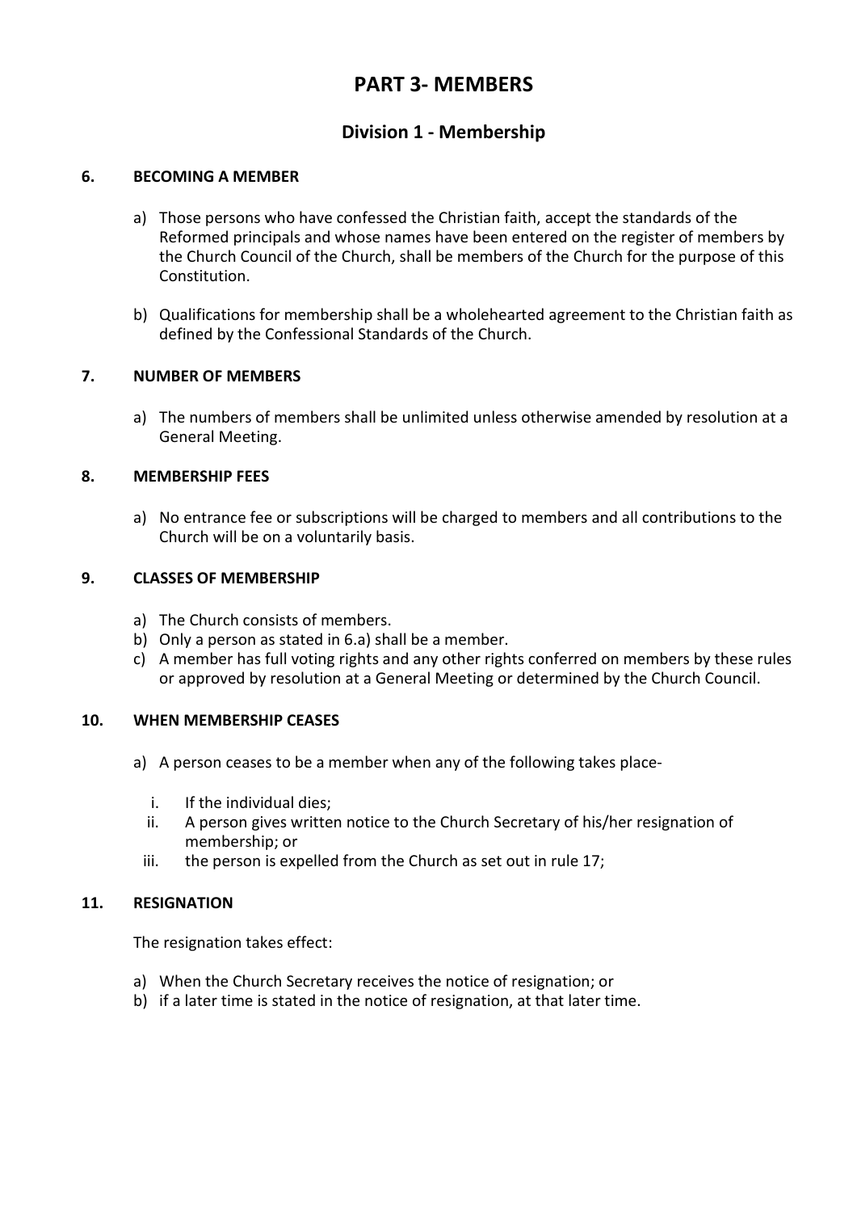# PART 3- MEMBERS

## Division 1 - Membership

### 6. BECOMING A MEMBER

a) Those persons who have confessed the Christian faith, accept the standards of the Reformed principals and whose names have been entered on the register of members by the Church Council of the Church, shall be members of the Church for the purpose of this Constitution.

b) Qualifications for membership shall be a wholehearted agreement to the Christian faith as defined by the Confessional Standards of the Church.

### 7. NUMBER OF MEMBERS

a) The numbers of members shall be unlimited unless otherwise amended by resolution at a General Meeting.

### 8. MEMBERSHIP FEES

a) No entrance fee or subscriptions will be charged to members and all contributions to the Church will be on a voluntarily basis.

### 9. CLASSES OF MEMBERSHIP

a) The Church consists of members.
b) Only a person as stated in 6.a) shall be a member.
c) A member has full voting rights and any other rights conferred on members by these rules or approved by resolution at a General Meeting or determined by the Church Council.

### 10. WHEN MEMBERSHIP CEASES

a) A person ceases to be a member when any of the following takes place-

   i. If the individual dies;
   ii. A person gives written notice to the Church Secretary of his/her resignation of membership; or
   iii. the person is expelled from the Church as set out in rule 17;

### 11. RESIGNATION

The resignation takes effect:

a) When the Church Secretary receives the notice of resignation; or
b) if a later time is stated in the notice of resignation, at that later time.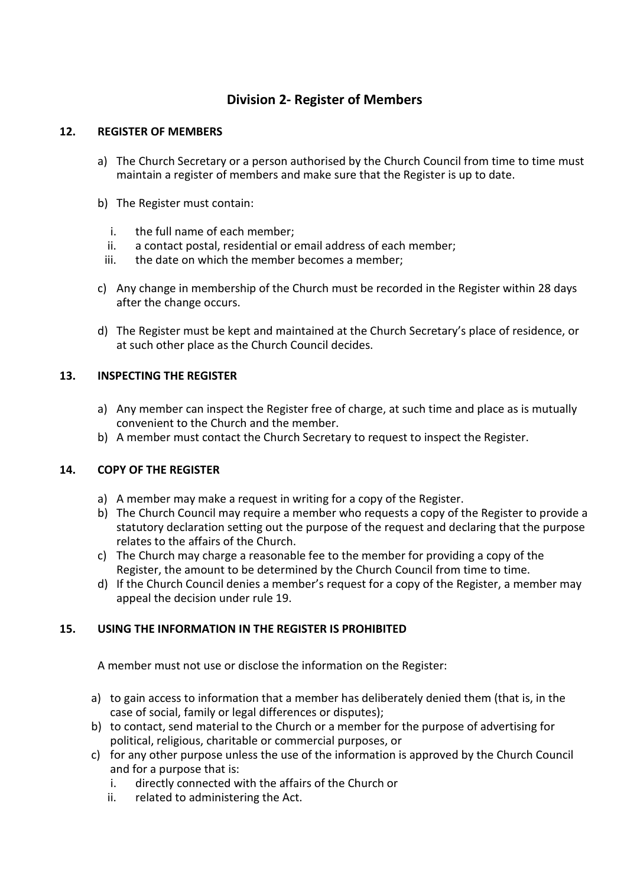## Division 2- Register of Members

### 12. REGISTER OF MEMBERS

a) The Church Secretary or a person authorised by the Church Council from time to time must maintain a register of members and make sure that the Register is up to date.

b) The Register must contain:

   i. the full name of each member;
   ii. a contact postal, residential or email address of each member;
   iii. the date on which the member becomes a member;

c) Any change in membership of the Church must be recorded in the Register within 28 days after the change occurs.

d) The Register must be kept and maintained at the Church Secretary's place of residence, or at such other place as the Church Council decides.

### 13. INSPECTING THE REGISTER

a) Any member can inspect the Register free of charge, at such time and place as is mutually convenient to the Church and the member.
b) A member must contact the Church Secretary to request to inspect the Register.

### 14. COPY OF THE REGISTER

a) A member may make a request in writing for a copy of the Register.
b) The Church Council may require a member who requests a copy of the Register to provide a statutory declaration setting out the purpose of the request and declaring that the purpose relates to the affairs of the Church.
c) The Church may charge a reasonable fee to the member for providing a copy of the Register, the amount to be determined by the Church Council from time to time.
d) If the Church Council denies a member's request for a copy of the Register, a member may appeal the decision under rule 19.

### 15. USING THE INFORMATION IN THE REGISTER IS PROHIBITED

A member must not use or disclose the information on the Register:

a) to gain access to information that a member has deliberately denied them (that is, in the case of social, family or legal differences or disputes);
b) to contact, send material to the Church or a member for the purpose of advertising for political, religious, charitable or commercial purposes, or
c) for any other purpose unless the use of the information is approved by the Church Council and for a purpose that is:
   i. directly connected with the affairs of the Church or
   ii. related to administering the Act.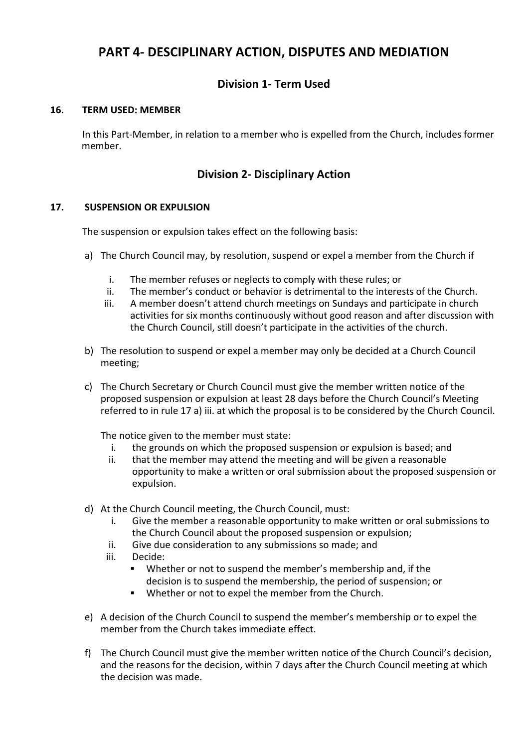# PART 4- DESCIPLINARY ACTION, DISPUTES AND MEDIATION

## Division 1- Term Used

### 16. TERM USED: MEMBER

In this Part-Member, in relation to a member who is expelled from the Church, includes former member.

## Division 2- Disciplinary Action

### 17. SUSPENSION OR EXPULSION

The suspension or expulsion takes effect on the following basis:

a) The Church Council may, by resolution, suspend or expel a member from the Church if

   i. The member refuses or neglects to comply with these rules; or
   ii. The member's conduct or behavior is detrimental to the interests of the Church.
   iii. A member doesn't attend church meetings on Sundays and participate in church activities for six months continuously without good reason and after discussion with the Church Council, still doesn't participate in the activities of the church.

b) The resolution to suspend or expel a member may only be decided at a Church Council meeting;

c) The Church Secretary or Church Council must give the member written notice of the proposed suspension or expulsion at least 28 days before the Church Council's Meeting referred to in rule 17 a) iii. at which the proposal is to be considered by the Church Council.

   The notice given to the member must state:
   i. the grounds on which the proposed suspension or expulsion is based; and
   ii. that the member may attend the meeting and will be given a reasonable opportunity to make a written or oral submission about the proposed suspension or expulsion.

d) At the Church Council meeting, the Church Council, must:
   i. Give the member a reasonable opportunity to make written or oral submissions to the Church Council about the proposed suspension or expulsion;
   ii. Give due consideration to any submissions so made; and
   iii. Decide:
      - Whether or not to suspend the member's membership and, if the decision is to suspend the membership, the period of suspension; or
      - Whether or not to expel the member from the Church.

e) A decision of the Church Council to suspend the member's membership or to expel the member from the Church takes immediate effect.

f) The Church Council must give the member written notice of the Church Council's decision, and the reasons for the decision, within 7 days after the Church Council meeting at which the decision was made.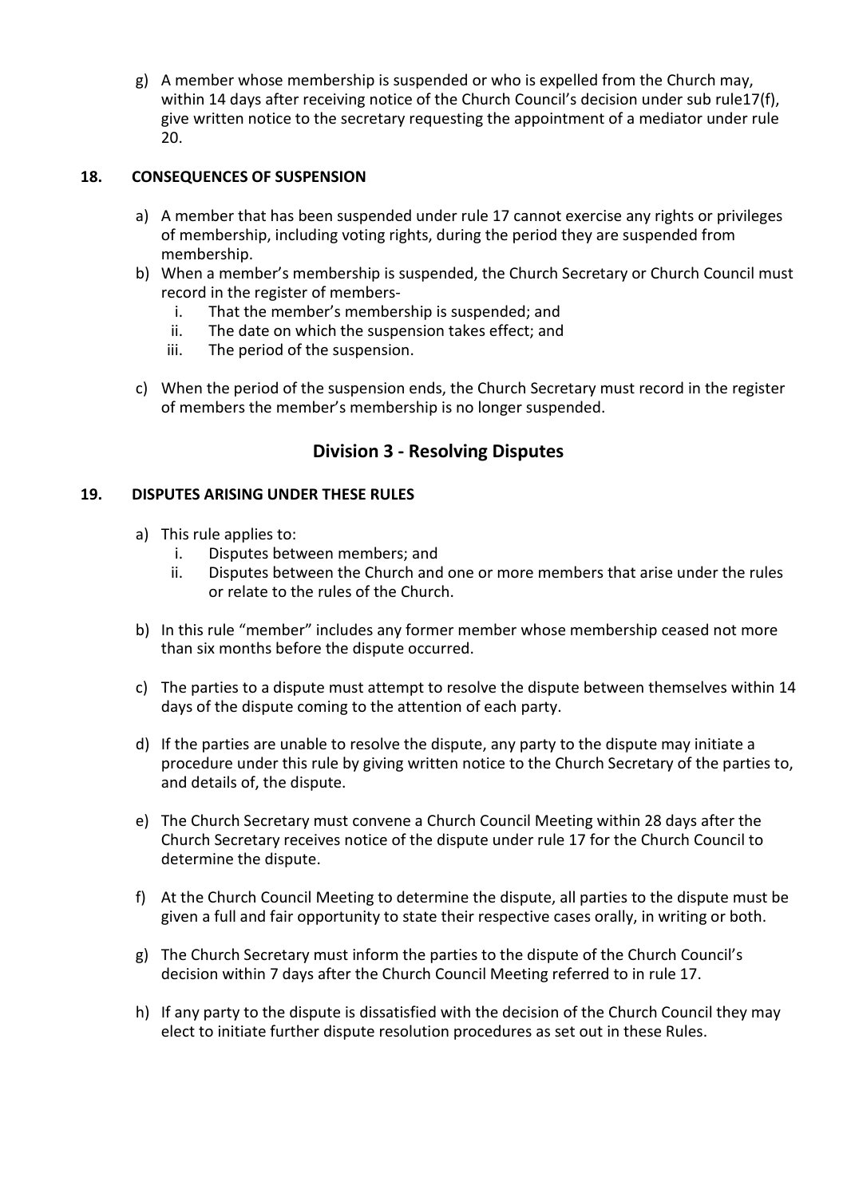g) A member whose membership is suspended or who is expelled from the Church may, within 14 days after receiving notice of the Church Council's decision under sub rule17(f), give written notice to the secretary requesting the appointment of a mediator under rule 20.

## 18. CONSEQUENCES OF SUSPENSION

a) A member that has been suspended under rule 17 cannot exercise any rights or privileges of membership, including voting rights, during the period they are suspended from membership.

b) When a member's membership is suspended, the Church Secretary or Church Council must record in the register of members-
   i. That the member's membership is suspended; and
   ii. The date on which the suspension takes effect; and
   iii. The period of the suspension.

c) When the period of the suspension ends, the Church Secretary must record in the register of members the member's membership is no longer suspended.

## Division 3 - Resolving Disputes

## 19. DISPUTES ARISING UNDER THESE RULES

a) This rule applies to:
   i. Disputes between members; and
   ii. Disputes between the Church and one or more members that arise under the rules or relate to the rules of the Church.

b) In this rule "member" includes any former member whose membership ceased not more than six months before the dispute occurred.

c) The parties to a dispute must attempt to resolve the dispute between themselves within 14 days of the dispute coming to the attention of each party.

d) If the parties are unable to resolve the dispute, any party to the dispute may initiate a procedure under this rule by giving written notice to the Church Secretary of the parties to, and details of, the dispute.

e) The Church Secretary must convene a Church Council Meeting within 28 days after the Church Secretary receives notice of the dispute under rule 17 for the Church Council to determine the dispute.

f) At the Church Council Meeting to determine the dispute, all parties to the dispute must be given a full and fair opportunity to state their respective cases orally, in writing or both.

g) The Church Secretary must inform the parties to the dispute of the Church Council's decision within 7 days after the Church Council Meeting referred to in rule 17.

h) If any party to the dispute is dissatisfied with the decision of the Church Council they may elect to initiate further dispute resolution procedures as set out in these Rules.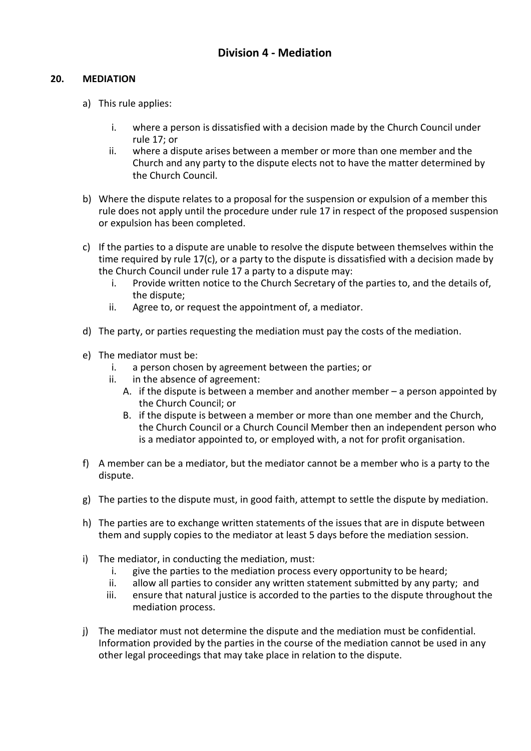## Division 4 - Mediation

### 20. MEDIATION

a) This rule applies:

   i. where a person is dissatisfied with a decision made by the Church Council under rule 17; or

   ii. where a dispute arises between a member or more than one member and the Church and any party to the dispute elects not to have the matter determined by the Church Council.

b) Where the dispute relates to a proposal for the suspension or expulsion of a member this rule does not apply until the procedure under rule 17 in respect of the proposed suspension or expulsion has been completed.

c) If the parties to a dispute are unable to resolve the dispute between themselves within the time required by rule 17(c), or a party to the dispute is dissatisfied with a decision made by the Church Council under rule 17 a party to a dispute may:

   i. Provide written notice to the Church Secretary of the parties to, and the details of, the dispute;

   ii. Agree to, or request the appointment of, a mediator.

d) The party, or parties requesting the mediation must pay the costs of the mediation.

e) The mediator must be:

   i. a person chosen by agreement between the parties; or

   ii. in the absence of agreement:

      A. if the dispute is between a member and another member – a person appointed by the Church Council; or

      B. if the dispute is between a member or more than one member and the Church, the Church Council or a Church Council Member then an independent person who is a mediator appointed to, or employed with, a not for profit organisation.

f) A member can be a mediator, but the mediator cannot be a member who is a party to the dispute.

g) The parties to the dispute must, in good faith, attempt to settle the dispute by mediation.

h) The parties are to exchange written statements of the issues that are in dispute between them and supply copies to the mediator at least 5 days before the mediation session.

i) The mediator, in conducting the mediation, must:

   i. give the parties to the mediation process every opportunity to be heard;

   ii. allow all parties to consider any written statement submitted by any party; and

   iii. ensure that natural justice is accorded to the parties to the dispute throughout the mediation process.

j) The mediator must not determine the dispute and the mediation must be confidential. Information provided by the parties in the course of the mediation cannot be used in any other legal proceedings that may take place in relation to the dispute.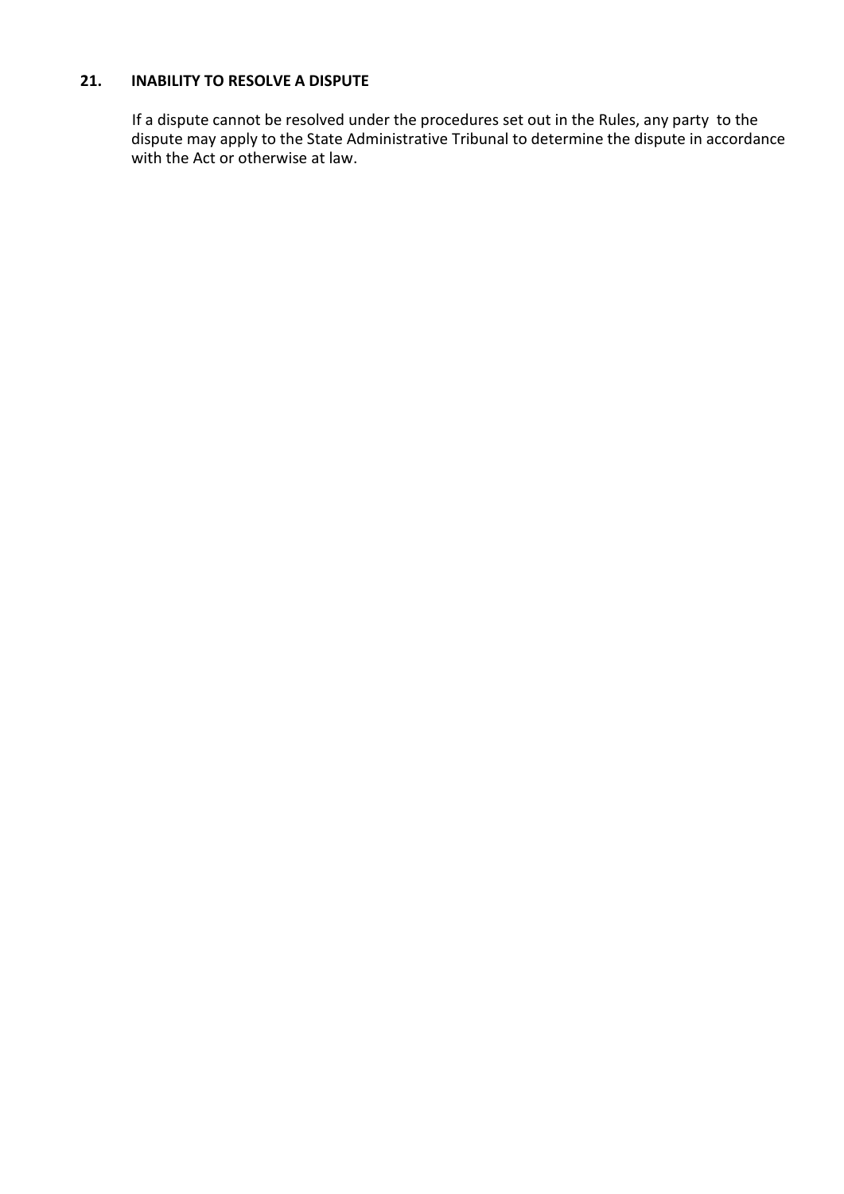## 21. INABILITY TO RESOLVE A DISPUTE

If a dispute cannot be resolved under the procedures set out in the Rules, any party to the dispute may apply to the State Administrative Tribunal to determine the dispute in accordance with the Act or otherwise at law.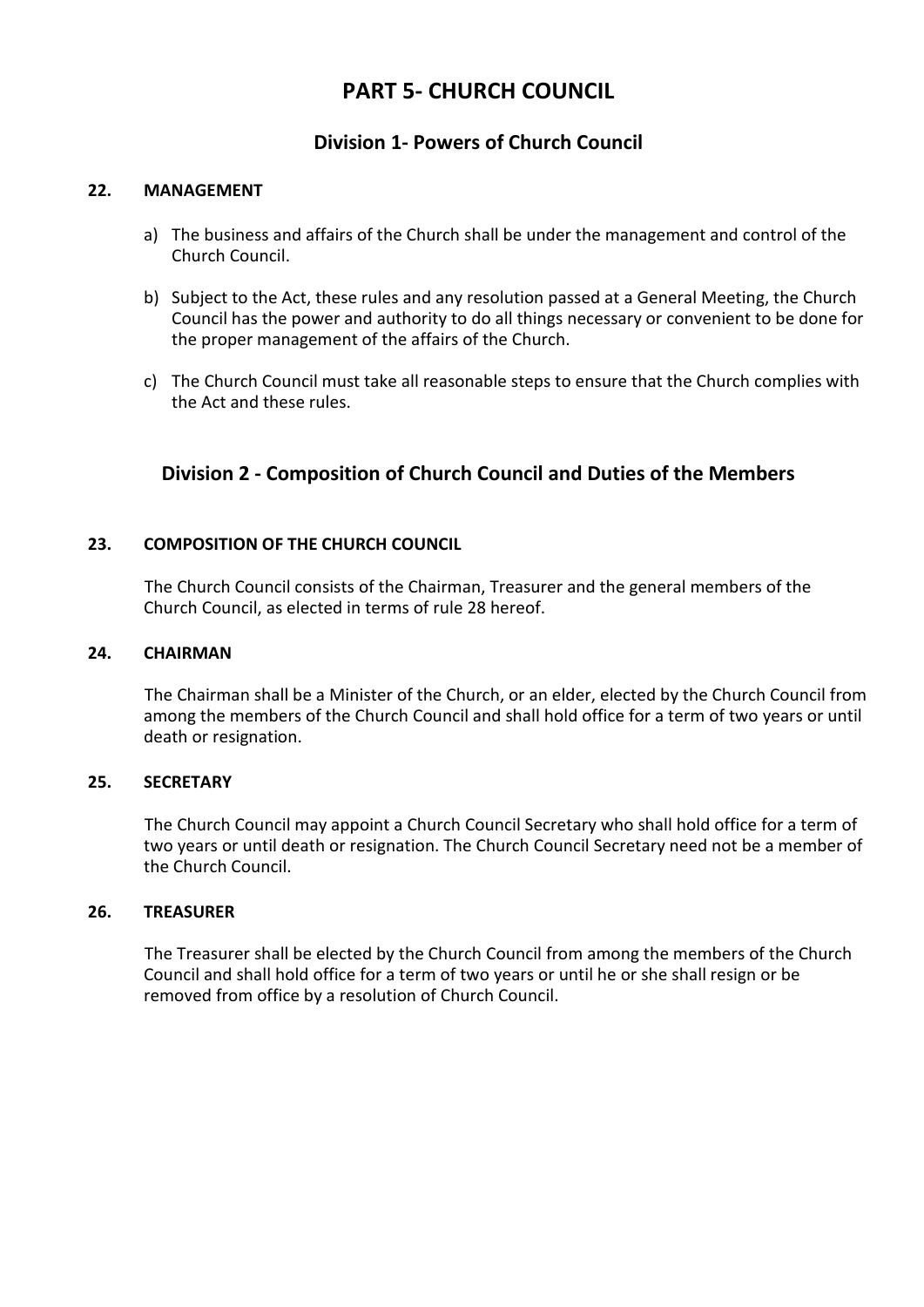# PART 5- CHURCH COUNCIL

## Division 1- Powers of Church Council

### 22. MANAGEMENT

a) The business and affairs of the Church shall be under the management and control of the Church Council.

b) Subject to the Act, these rules and any resolution passed at a General Meeting, the Church Council has the power and authority to do all things necessary or convenient to be done for the proper management of the affairs of the Church.

c) The Church Council must take all reasonable steps to ensure that the Church complies with the Act and these rules.

## Division 2 - Composition of Church Council and Duties of the Members

### 23. COMPOSITION OF THE CHURCH COUNCIL

The Church Council consists of the Chairman, Treasurer and the general members of the Church Council, as elected in terms of rule 28 hereof.

### 24. CHAIRMAN

The Chairman shall be a Minister of the Church, or an elder, elected by the Church Council from among the members of the Church Council and shall hold office for a term of two years or until death or resignation.

### 25. SECRETARY

The Church Council may appoint a Church Council Secretary who shall hold office for a term of two years or until death or resignation. The Church Council Secretary need not be a member of the Church Council.

### 26. TREASURER

The Treasurer shall be elected by the Church Council from among the members of the Church Council and shall hold office for a term of two years or until he or she shall resign or be removed from office by a resolution of Church Council.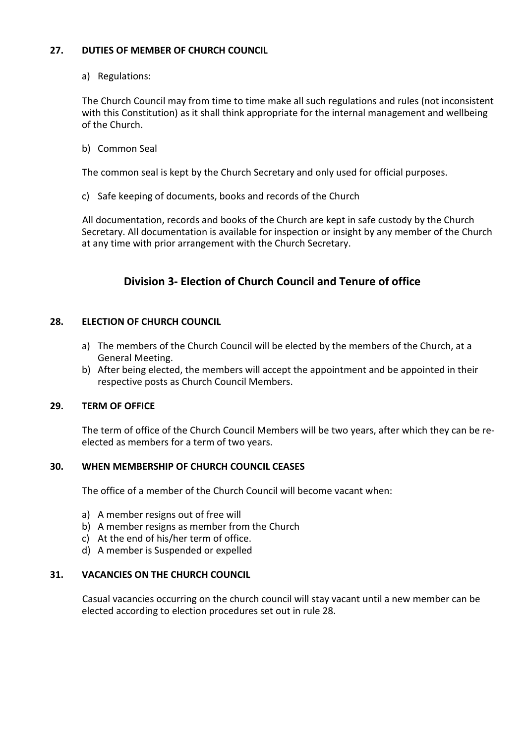**27. DUTIES OF MEMBER OF CHURCH COUNCIL**

a) Regulations:

The Church Council may from time to time make all such regulations and rules (not inconsistent with this Constitution) as it shall think appropriate for the internal management and wellbeing of the Church.

b) Common Seal

The common seal is kept by the Church Secretary and only used for official purposes.

c) Safe keeping of documents, books and records of the Church

All documentation, records and books of the Church are kept in safe custody by the Church Secretary. All documentation is available for inspection or insight by any member of the Church at any time with prior arrangement with the Church Secretary.

## Division 3- Election of Church Council and Tenure of office

**28. ELECTION OF CHURCH COUNCIL**

a) The members of the Church Council will be elected by the members of the Church, at a General Meeting.
b) After being elected, the members will accept the appointment and be appointed in their respective posts as Church Council Members.

**29. TERM OF OFFICE**

The term of office of the Church Council Members will be two years, after which they can be re-elected as members for a term of two years.

**30. WHEN MEMBERSHIP OF CHURCH COUNCIL CEASES**

The office of a member of the Church Council will become vacant when:

a) A member resigns out of free will
b) A member resigns as member from the Church
c) At the end of his/her term of office.
d) A member is Suspended or expelled

**31. VACANCIES ON THE CHURCH COUNCIL**

Casual vacancies occurring on the church council will stay vacant until a new member can be elected according to election procedures set out in rule 28.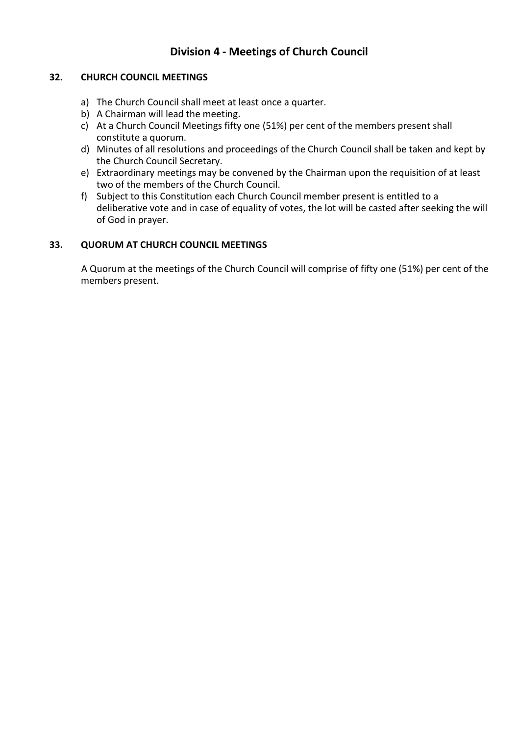## Division 4 - Meetings of Church Council

### 32. CHURCH COUNCIL MEETINGS

a) The Church Council shall meet at least once a quarter.
b) A Chairman will lead the meeting.
c) At a Church Council Meetings fifty one (51%) per cent of the members present shall constitute a quorum.
d) Minutes of all resolutions and proceedings of the Church Council shall be taken and kept by the Church Council Secretary.
e) Extraordinary meetings may be convened by the Chairman upon the requisition of at least two of the members of the Church Council.
f) Subject to this Constitution each Church Council member present is entitled to a deliberative vote and in case of equality of votes, the lot will be casted after seeking the will of God in prayer.

### 33. QUORUM AT CHURCH COUNCIL MEETINGS

A Quorum at the meetings of the Church Council will comprise of fifty one (51%) per cent of the members present.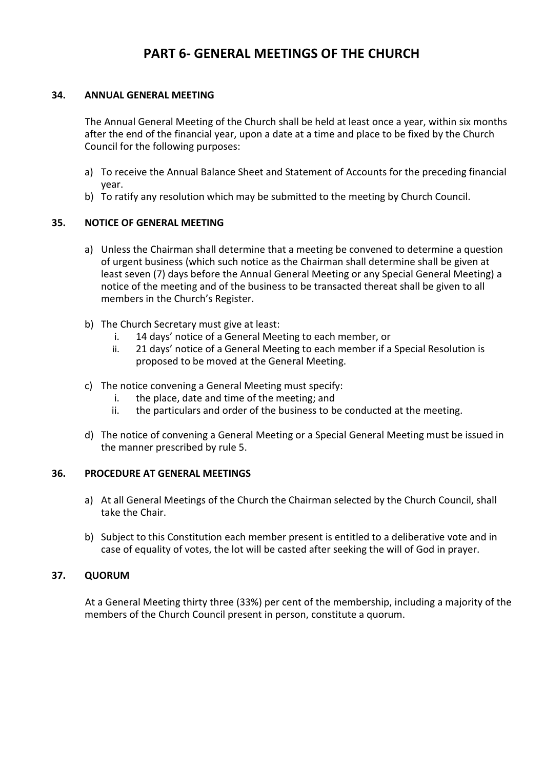# PART 6- GENERAL MEETINGS OF THE CHURCH

### 34. ANNUAL GENERAL MEETING

The Annual General Meeting of the Church shall be held at least once a year, within six months after the end of the financial year, upon a date at a time and place to be fixed by the Church Council for the following purposes:

a) To receive the Annual Balance Sheet and Statement of Accounts for the preceding financial year.
b) To ratify any resolution which may be submitted to the meeting by Church Council.

### 35. NOTICE OF GENERAL MEETING

a) Unless the Chairman shall determine that a meeting be convened to determine a question of urgent business (which such notice as the Chairman shall determine shall be given at least seven (7) days before the Annual General Meeting or any Special General Meeting) a notice of the meeting and of the business to be transacted thereat shall be given to all members in the Church's Register.

b) The Church Secretary must give at least:
   i. 14 days' notice of a General Meeting to each member, or
   ii. 21 days' notice of a General Meeting to each member if a Special Resolution is proposed to be moved at the General Meeting.

c) The notice convening a General Meeting must specify:
   i. the place, date and time of the meeting; and
   ii. the particulars and order of the business to be conducted at the meeting.

d) The notice of convening a General Meeting or a Special General Meeting must be issued in the manner prescribed by rule 5.

### 36. PROCEDURE AT GENERAL MEETINGS

a) At all General Meetings of the Church the Chairman selected by the Church Council, shall take the Chair.

b) Subject to this Constitution each member present is entitled to a deliberative vote and in case of equality of votes, the lot will be casted after seeking the will of God in prayer.

### 37. QUORUM

At a General Meeting thirty three (33%) per cent of the membership, including a majority of the members of the Church Council present in person, constitute a quorum.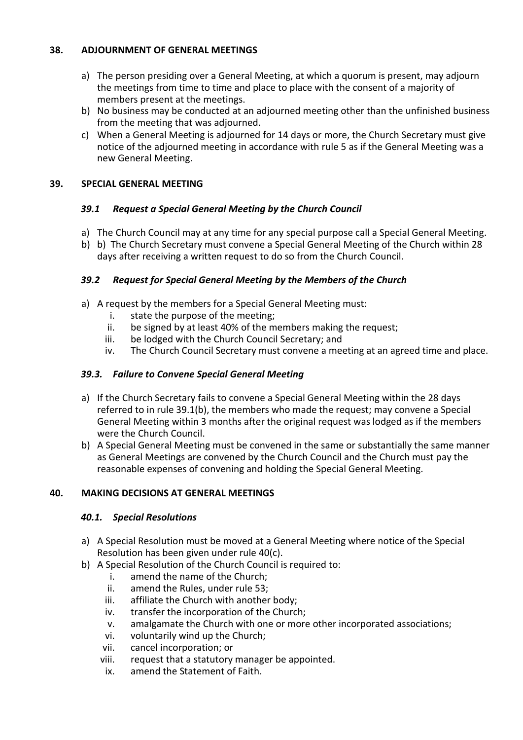## 38. ADJOURNMENT OF GENERAL MEETINGS

a) The person presiding over a General Meeting, at which a quorum is present, may adjourn the meetings from time to time and place to place with the consent of a majority of members present at the meetings.
b) No business may be conducted at an adjourned meeting other than the unfinished business from the meeting that was adjourned.
c) When a General Meeting is adjourned for 14 days or more, the Church Secretary must give notice of the adjourned meeting in accordance with rule 5 as if the General Meeting was a new General Meeting.

## 39. SPECIAL GENERAL MEETING

### *39.1 Request a Special General Meeting by the Church Council*

a) The Church Council may at any time for any special purpose call a Special General Meeting.
b) b) The Church Secretary must convene a Special General Meeting of the Church within 28 days after receiving a written request to do so from the Church Council.

### *39.2 Request for Special General Meeting by the Members of the Church*

a) A request by the members for a Special General Meeting must:
   i. state the purpose of the meeting;
   ii. be signed by at least 40% of the members making the request;
   iii. be lodged with the Church Council Secretary; and
   iv. The Church Council Secretary must convene a meeting at an agreed time and place.

### *39.3. Failure to Convene Special General Meeting*

a) If the Church Secretary fails to convene a Special General Meeting within the 28 days referred to in rule 39.1(b), the members who made the request; may convene a Special General Meeting within 3 months after the original request was lodged as if the members were the Church Council.
b) A Special General Meeting must be convened in the same or substantially the same manner as General Meetings are convened by the Church Council and the Church must pay the reasonable expenses of convening and holding the Special General Meeting.

## 40. MAKING DECISIONS AT GENERAL MEETINGS

### *40.1. Special Resolutions*

a) A Special Resolution must be moved at a General Meeting where notice of the Special Resolution has been given under rule 40(c).
b) A Special Resolution of the Church Council is required to:
   i. amend the name of the Church;
   ii. amend the Rules, under rule 53;
   iii. affiliate the Church with another body;
   iv. transfer the incorporation of the Church;
   v. amalgamate the Church with one or more other incorporated associations;
   vi. voluntarily wind up the Church;
   vii. cancel incorporation; or
   viii. request that a statutory manager be appointed.
   ix. amend the Statement of Faith.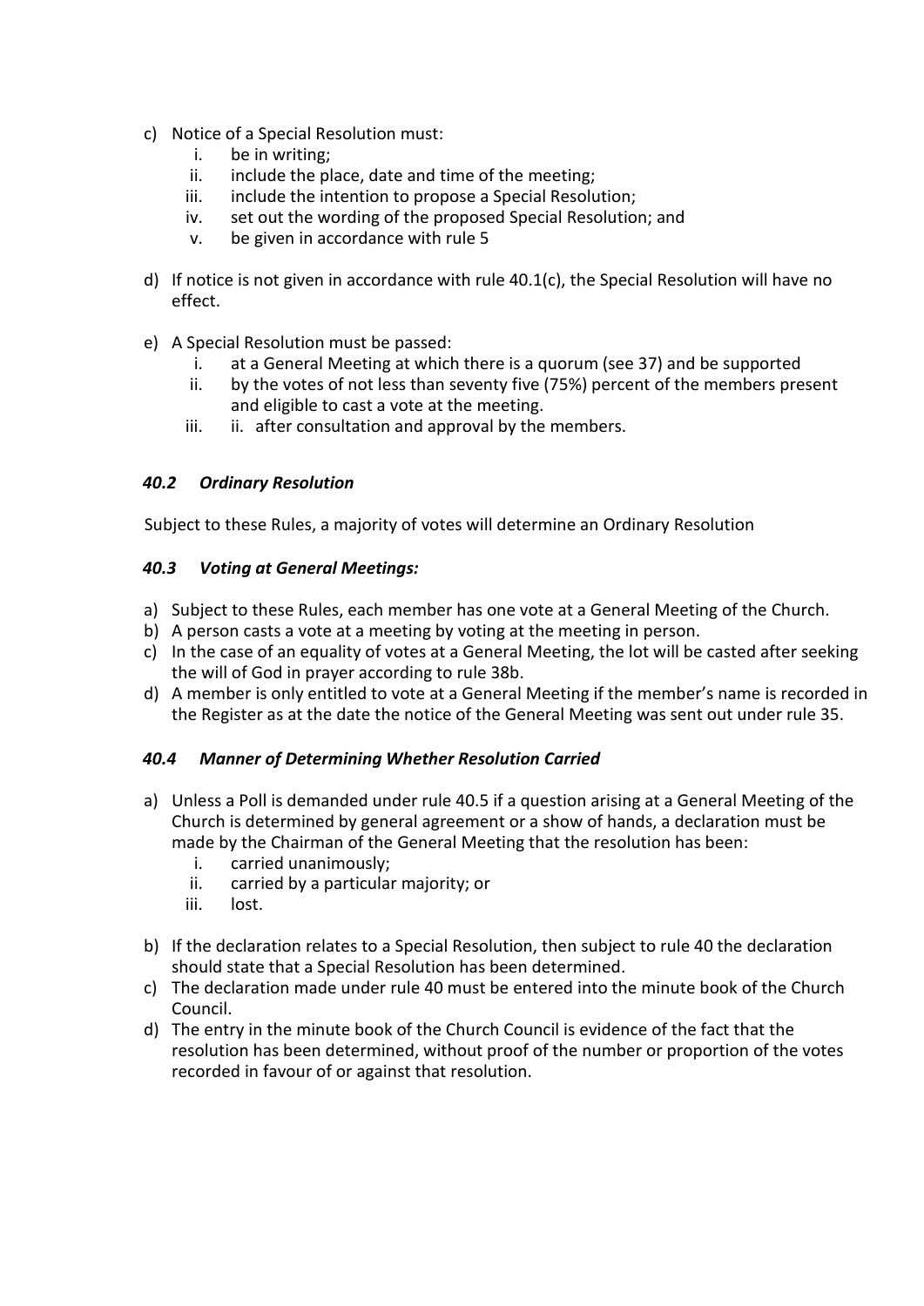c) Notice of a Special Resolution must:
   i. be in writing;
   ii. include the place, date and time of the meeting;
   iii. include the intention to propose a Special Resolution;
   iv. set out the wording of the proposed Special Resolution; and
   v. be given in accordance with rule 5

d) If notice is not given in accordance with rule 40.1(c), the Special Resolution will have no effect.

e) A Special Resolution must be passed:
   i. at a General Meeting at which there is a quorum (see 37) and be supported
   ii. by the votes of not less than seventy five (75%) percent of the members present and eligible to cast a vote at the meeting.
   iii. ii. after consultation and approval by the members.

### *40.2 Ordinary Resolution*

Subject to these Rules, a majority of votes will determine an Ordinary Resolution

### *40.3 Voting at General Meetings:*

a) Subject to these Rules, each member has one vote at a General Meeting of the Church.
b) A person casts a vote at a meeting by voting at the meeting in person.
c) In the case of an equality of votes at a General Meeting, the lot will be casted after seeking the will of God in prayer according to rule 38b.
d) A member is only entitled to vote at a General Meeting if the member's name is recorded in the Register as at the date the notice of the General Meeting was sent out under rule 35.

### *40.4 Manner of Determining Whether Resolution Carried*

a) Unless a Poll is demanded under rule 40.5 if a question arising at a General Meeting of the Church is determined by general agreement or a show of hands, a declaration must be made by the Chairman of the General Meeting that the resolution has been:
   i. carried unanimously;
   ii. carried by a particular majority; or
   iii. lost.

b) If the declaration relates to a Special Resolution, then subject to rule 40 the declaration should state that a Special Resolution has been determined.
c) The declaration made under rule 40 must be entered into the minute book of the Church Council.
d) The entry in the minute book of the Church Council is evidence of the fact that the resolution has been determined, without proof of the number or proportion of the votes recorded in favour of or against that resolution.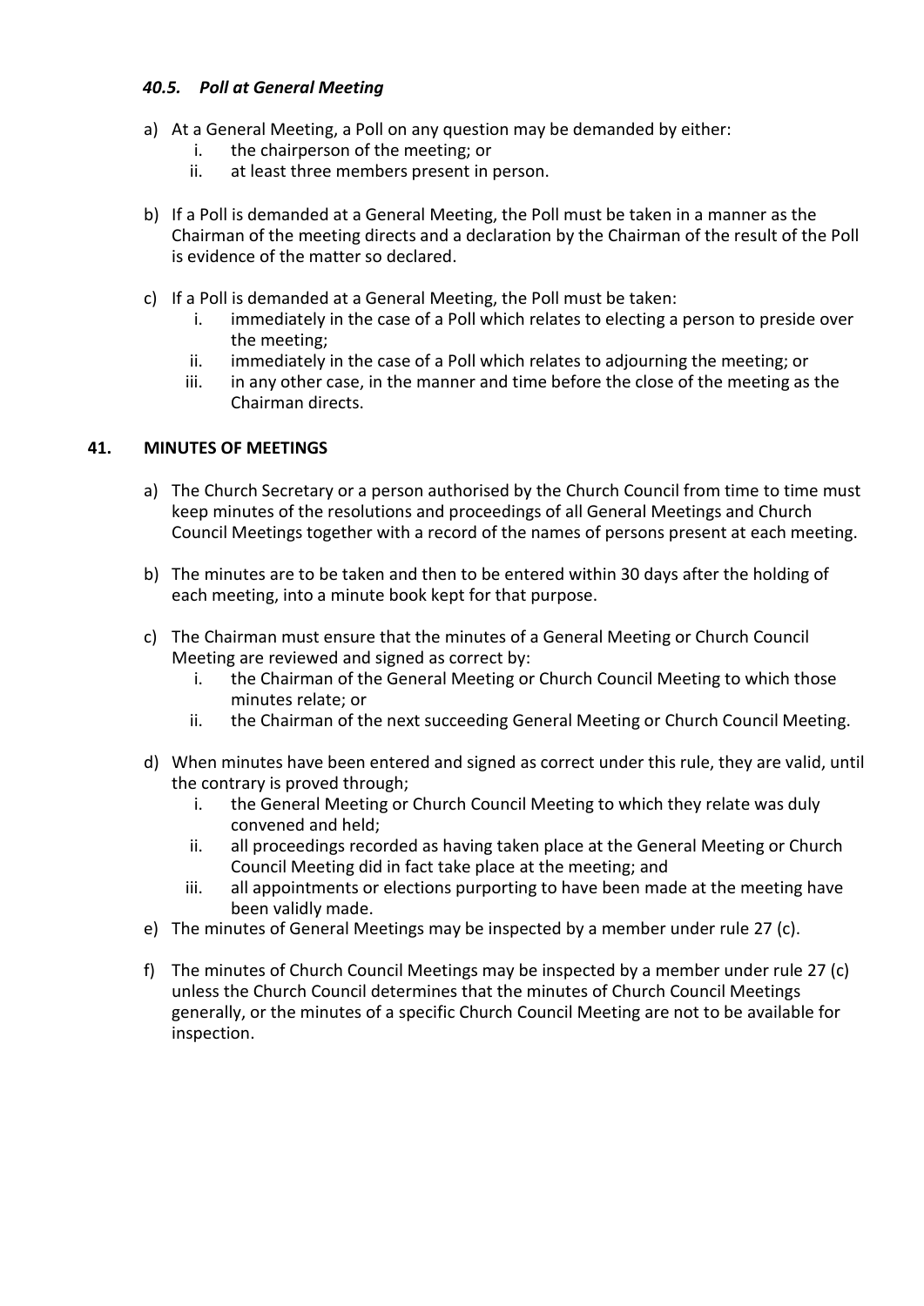#### *40.5. Poll at General Meeting*

a) At a General Meeting, a Poll on any question may be demanded by either:
   i. the chairperson of the meeting; or
   ii. at least three members present in person.

b) If a Poll is demanded at a General Meeting, the Poll must be taken in a manner as the Chairman of the meeting directs and a declaration by the Chairman of the result of the Poll is evidence of the matter so declared.

c) If a Poll is demanded at a General Meeting, the Poll must be taken:
   i. immediately in the case of a Poll which relates to electing a person to preside over the meeting;
   ii. immediately in the case of a Poll which relates to adjourning the meeting; or
   iii. in any other case, in the manner and time before the close of the meeting as the Chairman directs.

### 41. MINUTES OF MEETINGS

a) The Church Secretary or a person authorised by the Church Council from time to time must keep minutes of the resolutions and proceedings of all General Meetings and Church Council Meetings together with a record of the names of persons present at each meeting.

b) The minutes are to be taken and then to be entered within 30 days after the holding of each meeting, into a minute book kept for that purpose.

c) The Chairman must ensure that the minutes of a General Meeting or Church Council Meeting are reviewed and signed as correct by:
   i. the Chairman of the General Meeting or Church Council Meeting to which those minutes relate; or
   ii. the Chairman of the next succeeding General Meeting or Church Council Meeting.

d) When minutes have been entered and signed as correct under this rule, they are valid, until the contrary is proved through;
   i. the General Meeting or Church Council Meeting to which they relate was duly convened and held;
   ii. all proceedings recorded as having taken place at the General Meeting or Church Council Meeting did in fact take place at the meeting; and
   iii. all appointments or elections purporting to have been made at the meeting have been validly made.

e) The minutes of General Meetings may be inspected by a member under rule 27 (c).

f) The minutes of Church Council Meetings may be inspected by a member under rule 27 (c) unless the Church Council determines that the minutes of Church Council Meetings generally, or the minutes of a specific Church Council Meeting are not to be available for inspection.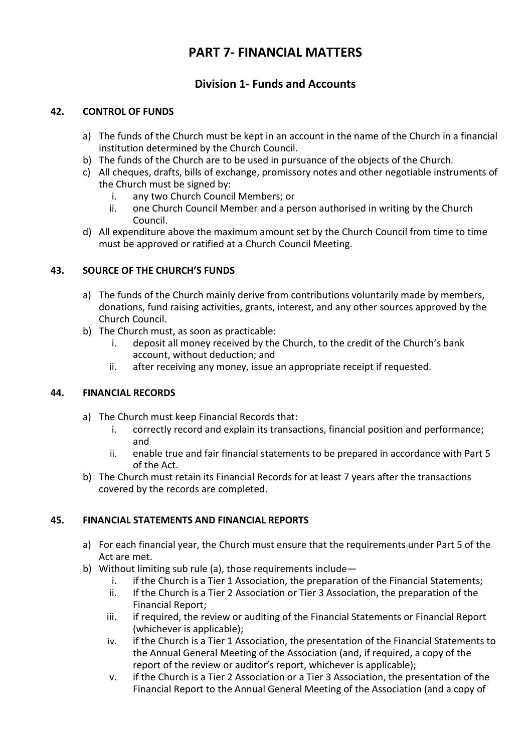# PART 7- FINANCIAL MATTERS

## Division 1- Funds and Accounts

### 42. CONTROL OF FUNDS

a) The funds of the Church must be kept in an account in the name of the Church in a financial institution determined by the Church Council.
b) The funds of the Church are to be used in pursuance of the objects of the Church.
c) All cheques, drafts, bills of exchange, promissory notes and other negotiable instruments of the Church must be signed by:
   i. any two Church Council Members; or
   ii. one Church Council Member and a person authorised in writing by the Church Council.
d) All expenditure above the maximum amount set by the Church Council from time to time must be approved or ratified at a Church Council Meeting.

### 43. SOURCE OF THE CHURCH'S FUNDS

a) The funds of the Church mainly derive from contributions voluntarily made by members, donations, fund raising activities, grants, interest, and any other sources approved by the Church Council.
b) The Church must, as soon as practicable:
   i. deposit all money received by the Church, to the credit of the Church's bank account, without deduction; and
   ii. after receiving any money, issue an appropriate receipt if requested.

### 44. FINANCIAL RECORDS

a) The Church must keep Financial Records that:
   i. correctly record and explain its transactions, financial position and performance; and
   ii. enable true and fair financial statements to be prepared in accordance with Part 5 of the Act.
b) The Church must retain its Financial Records for at least 7 years after the transactions covered by the records are completed.

### 45. FINANCIAL STATEMENTS AND FINANCIAL REPORTS

a) For each financial year, the Church must ensure that the requirements under Part 5 of the Act are met.
b) Without limiting sub rule (a), those requirements include—
   i. if the Church is a Tier 1 Association, the preparation of the Financial Statements;
   ii. If the Church is a Tier 2 Association or Tier 3 Association, the preparation of the Financial Report;
   iii. if required, the review or auditing of the Financial Statements or Financial Report (whichever is applicable);
   iv. if the Church is a Tier 1 Association, the presentation of the Financial Statements to the Annual General Meeting of the Association (and, if required, a copy of the report of the review or auditor's report, whichever is applicable);
   v. if the Church is a Tier 2 Association or a Tier 3 Association, the presentation of the Financial Report to the Annual General Meeting of the Association (and a copy of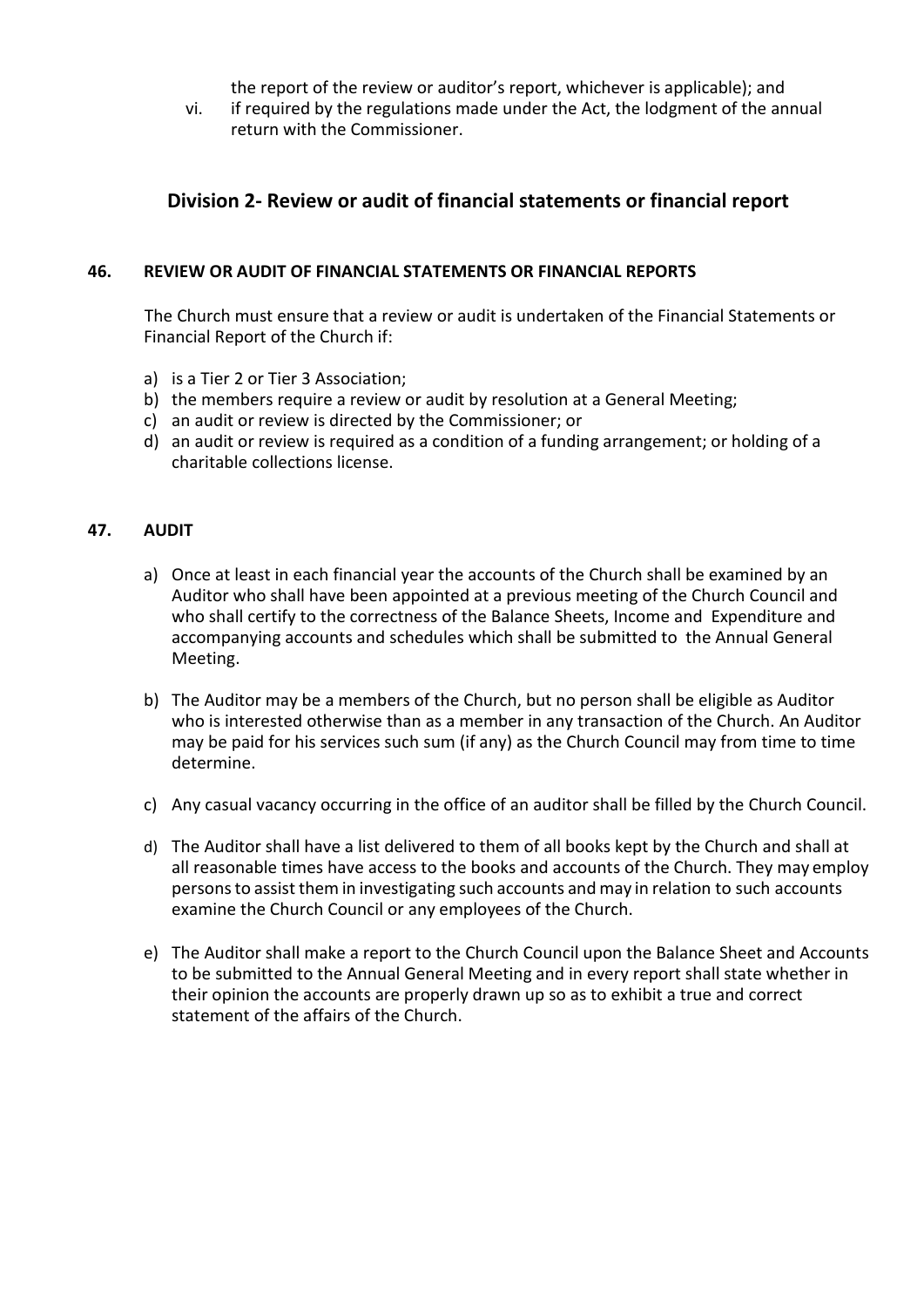the report of the review or auditor's report, whichever is applicable); and

vi. if required by the regulations made under the Act, the lodgment of the annual return with the Commissioner.

## Division 2- Review or audit of financial statements or financial report

### 46. REVIEW OR AUDIT OF FINANCIAL STATEMENTS OR FINANCIAL REPORTS

The Church must ensure that a review or audit is undertaken of the Financial Statements or Financial Report of the Church if:

a) is a Tier 2 or Tier 3 Association;
b) the members require a review or audit by resolution at a General Meeting;
c) an audit or review is directed by the Commissioner; or
d) an audit or review is required as a condition of a funding arrangement; or holding of a charitable collections license.

### 47. AUDIT

a) Once at least in each financial year the accounts of the Church shall be examined by an Auditor who shall have been appointed at a previous meeting of the Church Council and who shall certify to the correctness of the Balance Sheets, Income and Expenditure and accompanying accounts and schedules which shall be submitted to the Annual General Meeting.

b) The Auditor may be a members of the Church, but no person shall be eligible as Auditor who is interested otherwise than as a member in any transaction of the Church. An Auditor may be paid for his services such sum (if any) as the Church Council may from time to time determine.

c) Any casual vacancy occurring in the office of an auditor shall be filled by the Church Council.

d) The Auditor shall have a list delivered to them of all books kept by the Church and shall at all reasonable times have access to the books and accounts of the Church. They may employ persons to assist them in investigating such accounts and may in relation to such accounts examine the Church Council or any employees of the Church.

e) The Auditor shall make a report to the Church Council upon the Balance Sheet and Accounts to be submitted to the Annual General Meeting and in every report shall state whether in their opinion the accounts are properly drawn up so as to exhibit a true and correct statement of the affairs of the Church.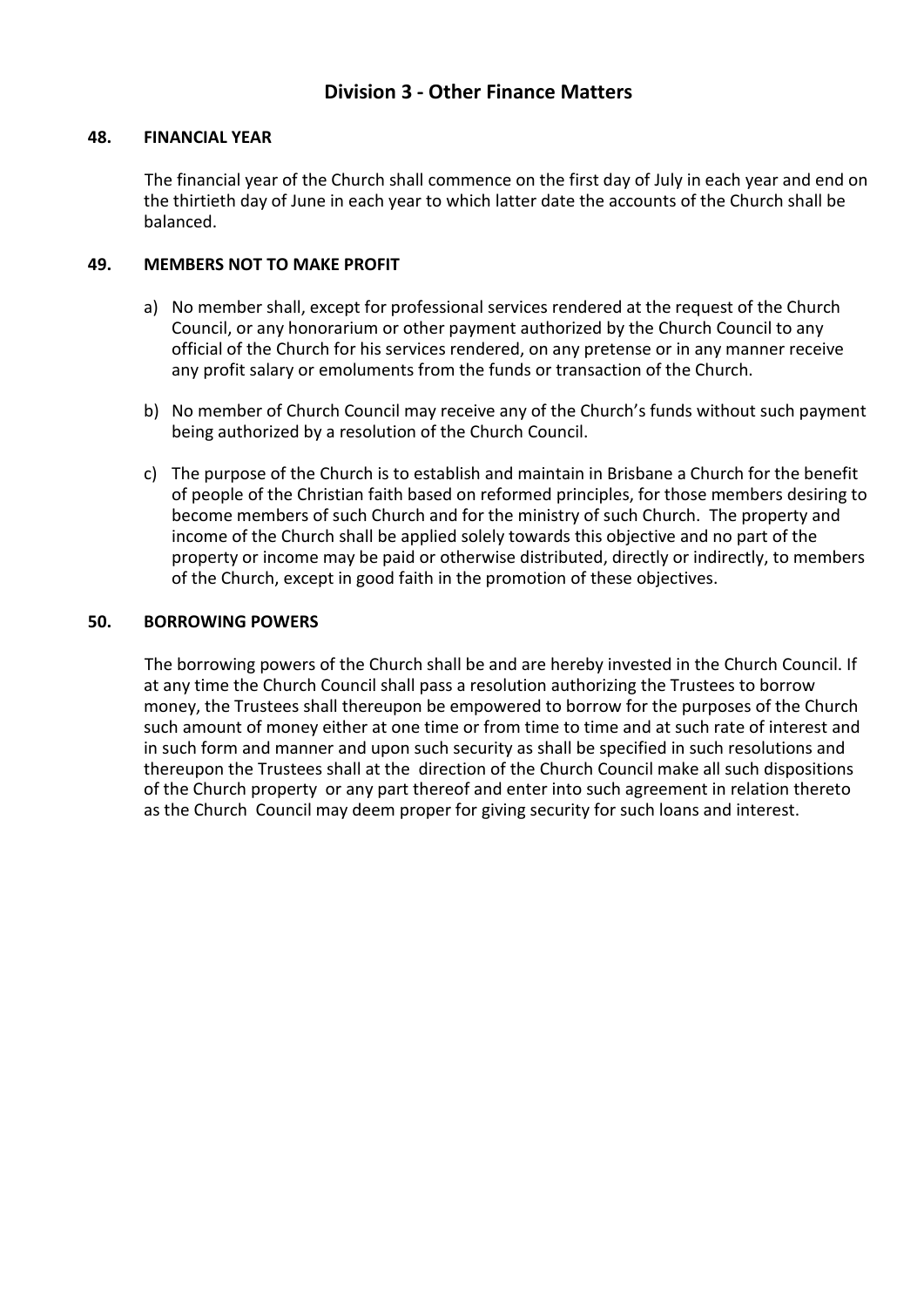## Division 3 - Other Finance Matters

### 48. FINANCIAL YEAR

The financial year of the Church shall commence on the first day of July in each year and end on the thirtieth day of June in each year to which latter date the accounts of the Church shall be balanced.

### 49. MEMBERS NOT TO MAKE PROFIT

a) No member shall, except for professional services rendered at the request of the Church Council, or any honorarium or other payment authorized by the Church Council to any official of the Church for his services rendered, on any pretense or in any manner receive any profit salary or emoluments from the funds or transaction of the Church.

b) No member of Church Council may receive any of the Church's funds without such payment being authorized by a resolution of the Church Council.

c) The purpose of the Church is to establish and maintain in Brisbane a Church for the benefit of people of the Christian faith based on reformed principles, for those members desiring to become members of such Church and for the ministry of such Church. The property and income of the Church shall be applied solely towards this objective and no part of the property or income may be paid or otherwise distributed, directly or indirectly, to members of the Church, except in good faith in the promotion of these objectives.

### 50. BORROWING POWERS

The borrowing powers of the Church shall be and are hereby invested in the Church Council. If at any time the Church Council shall pass a resolution authorizing the Trustees to borrow money, the Trustees shall thereupon be empowered to borrow for the purposes of the Church such amount of money either at one time or from time to time and at such rate of interest and in such form and manner and upon such security as shall be specified in such resolutions and thereupon the Trustees shall at the direction of the Church Council make all such dispositions of the Church property or any part thereof and enter into such agreement in relation thereto as the Church Council may deem proper for giving security for such loans and interest.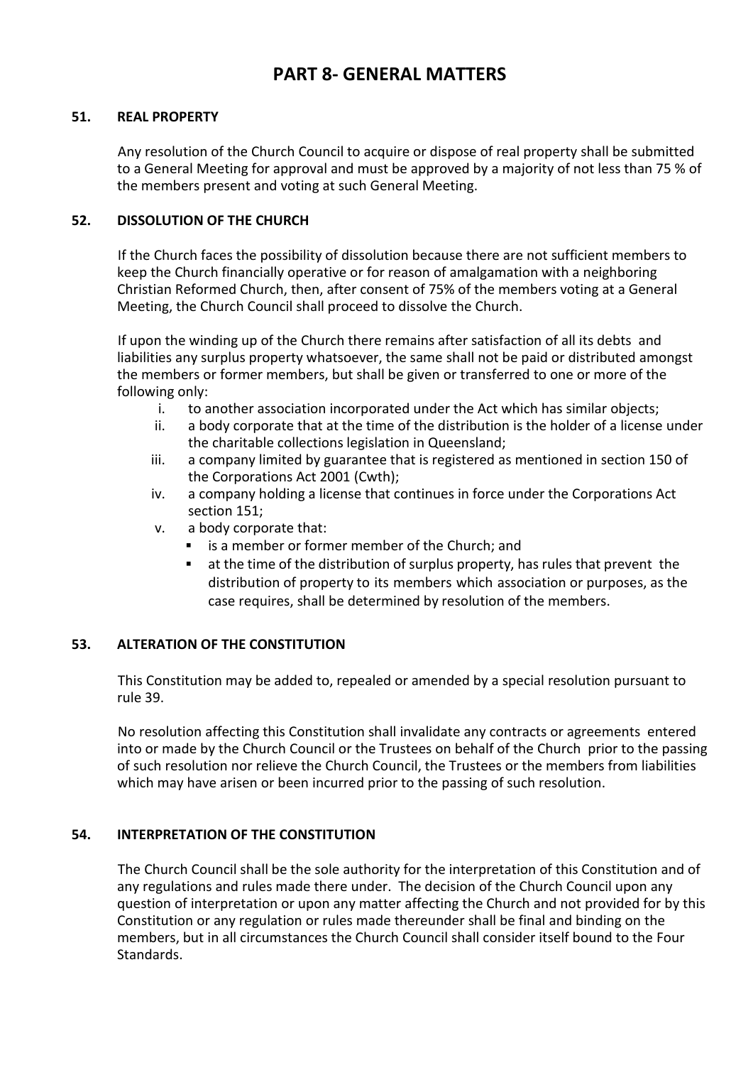# PART 8- GENERAL MATTERS

### 51. REAL PROPERTY

Any resolution of the Church Council to acquire or dispose of real property shall be submitted to a General Meeting for approval and must be approved by a majority of not less than 75 % of the members present and voting at such General Meeting.

### 52. DISSOLUTION OF THE CHURCH

If the Church faces the possibility of dissolution because there are not sufficient members to keep the Church financially operative or for reason of amalgamation with a neighboring Christian Reformed Church, then, after consent of 75% of the members voting at a General Meeting, the Church Council shall proceed to dissolve the Church.

If upon the winding up of the Church there remains after satisfaction of all its debts and liabilities any surplus property whatsoever, the same shall not be paid or distributed amongst the members or former members, but shall be given or transferred to one or more of the following only:

i. to another association incorporated under the Act which has similar objects;
ii. a body corporate that at the time of the distribution is the holder of a license under the charitable collections legislation in Queensland;
iii. a company limited by guarantee that is registered as mentioned in section 150 of the Corporations Act 2001 (Cwth);
iv. a company holding a license that continues in force under the Corporations Act section 151;
v. a body corporate that:
   - is a member or former member of the Church; and
   - at the time of the distribution of surplus property, has rules that prevent the distribution of property to its members which association or purposes, as the case requires, shall be determined by resolution of the members.

### 53. ALTERATION OF THE CONSTITUTION

This Constitution may be added to, repealed or amended by a special resolution pursuant to rule 39.

No resolution affecting this Constitution shall invalidate any contracts or agreements entered into or made by the Church Council or the Trustees on behalf of the Church prior to the passing of such resolution nor relieve the Church Council, the Trustees or the members from liabilities which may have arisen or been incurred prior to the passing of such resolution.

### 54. INTERPRETATION OF THE CONSTITUTION

The Church Council shall be the sole authority for the interpretation of this Constitution and of any regulations and rules made there under. The decision of the Church Council upon any question of interpretation or upon any matter affecting the Church and not provided for by this Constitution or any regulation or rules made thereunder shall be final and binding on the members, but in all circumstances the Church Council shall consider itself bound to the Four Standards.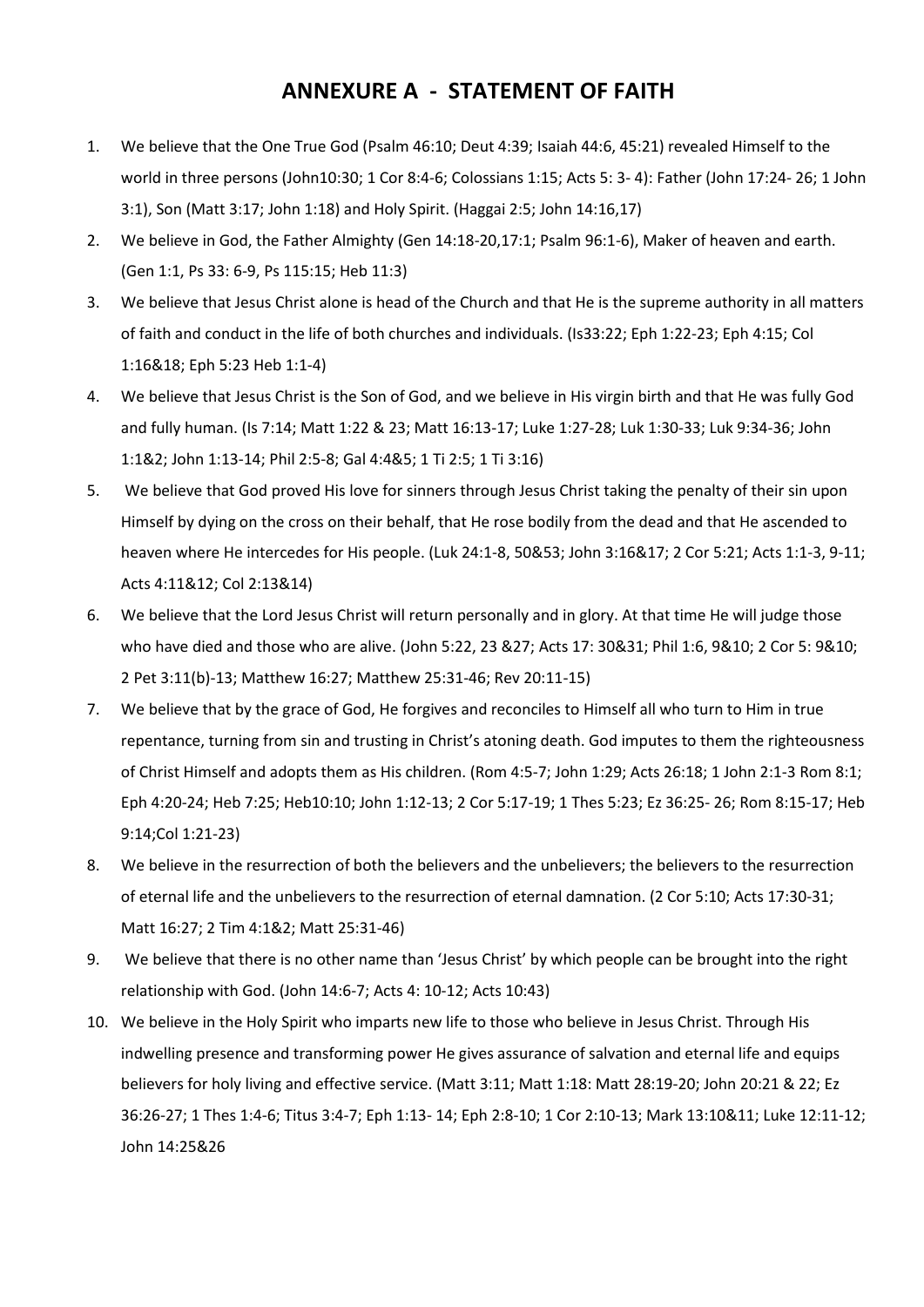# ANNEXURE A - STATEMENT OF FAITH

1. We believe that the One True God (Psalm 46:10; Deut 4:39; Isaiah 44:6, 45:21) revealed Himself to the world in three persons (John10:30; 1 Cor 8:4-6; Colossians 1:15; Acts 5: 3- 4): Father (John 17:24- 26; 1 John 3:1), Son (Matt 3:17; John 1:18) and Holy Spirit. (Haggai 2:5; John 14:16,17)
2. We believe in God, the Father Almighty (Gen 14:18-20,17:1; Psalm 96:1-6), Maker of heaven and earth. (Gen 1:1, Ps 33: 6-9, Ps 115:15; Heb 11:3)
3. We believe that Jesus Christ alone is head of the Church and that He is the supreme authority in all matters of faith and conduct in the life of both churches and individuals. (Is33:22; Eph 1:22-23; Eph 4:15; Col 1:16&18; Eph 5:23 Heb 1:1-4)
4. We believe that Jesus Christ is the Son of God, and we believe in His virgin birth and that He was fully God and fully human. (Is 7:14; Matt 1:22 & 23; Matt 16:13-17; Luke 1:27-28; Luk 1:30-33; Luk 9:34-36; John 1:1&2; John 1:13-14; Phil 2:5-8; Gal 4:4&5; 1 Ti 2:5; 1 Ti 3:16)
5. We believe that God proved His love for sinners through Jesus Christ taking the penalty of their sin upon Himself by dying on the cross on their behalf, that He rose bodily from the dead and that He ascended to heaven where He intercedes for His people. (Luk 24:1-8, 50&53; John 3:16&17; 2 Cor 5:21; Acts 1:1-3, 9-11; Acts 4:11&12; Col 2:13&14)
6. We believe that the Lord Jesus Christ will return personally and in glory. At that time He will judge those who have died and those who are alive. (John 5:22, 23 &27; Acts 17: 30&31; Phil 1:6, 9&10; 2 Cor 5: 9&10; 2 Pet 3:11(b)-13; Matthew 16:27; Matthew 25:31-46; Rev 20:11-15)
7. We believe that by the grace of God, He forgives and reconciles to Himself all who turn to Him in true repentance, turning from sin and trusting in Christ's atoning death. God imputes to them the righteousness of Christ Himself and adopts them as His children. (Rom 4:5-7; John 1:29; Acts 26:18; 1 John 2:1-3 Rom 8:1; Eph 4:20-24; Heb 7:25; Heb10:10; John 1:12-13; 2 Cor 5:17-19; 1 Thes 5:23; Ez 36:25- 26; Rom 8:15-17; Heb 9:14;Col 1:21-23)
8. We believe in the resurrection of both the believers and the unbelievers; the believers to the resurrection of eternal life and the unbelievers to the resurrection of eternal damnation. (2 Cor 5:10; Acts 17:30-31; Matt 16:27; 2 Tim 4:1&2; Matt 25:31-46)
9. We believe that there is no other name than 'Jesus Christ' by which people can be brought into the right relationship with God. (John 14:6-7; Acts 4: 10-12; Acts 10:43)
10. We believe in the Holy Spirit who imparts new life to those who believe in Jesus Christ. Through His indwelling presence and transforming power He gives assurance of salvation and eternal life and equips believers for holy living and effective service. (Matt 3:11; Matt 1:18: Matt 28:19-20; John 20:21 & 22; Ez 36:26-27; 1 Thes 1:4-6; Titus 3:4-7; Eph 1:13- 14; Eph 2:8-10; 1 Cor 2:10-13; Mark 13:10&11; Luke 12:11-12; John 14:25&26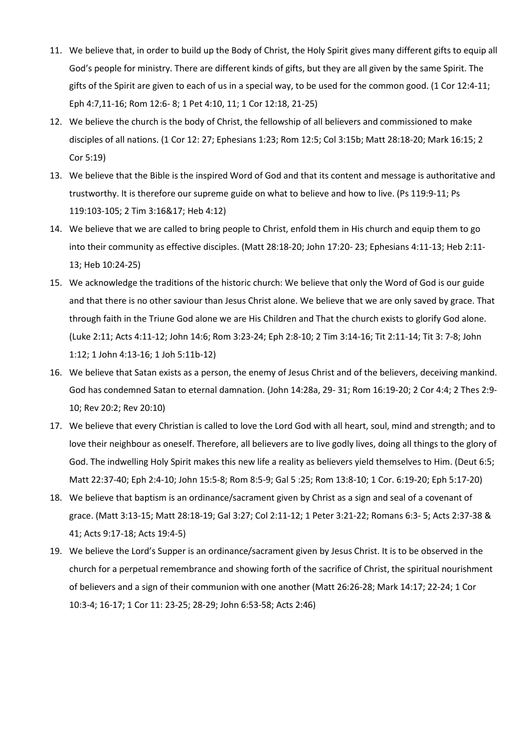11. We believe that, in order to build up the Body of Christ, the Holy Spirit gives many different gifts to equip all God's people for ministry. There are different kinds of gifts, but they are all given by the same Spirit. The gifts of the Spirit are given to each of us in a special way, to be used for the common good. (1 Cor 12:4-11; Eph 4:7,11-16; Rom 12:6- 8; 1 Pet 4:10, 11; 1 Cor 12:18, 21-25)
12. We believe the church is the body of Christ, the fellowship of all believers and commissioned to make disciples of all nations. (1 Cor 12: 27; Ephesians 1:23; Rom 12:5; Col 3:15b; Matt 28:18-20; Mark 16:15; 2 Cor 5:19)
13. We believe that the Bible is the inspired Word of God and that its content and message is authoritative and trustworthy. It is therefore our supreme guide on what to believe and how to live. (Ps 119:9-11; Ps 119:103-105; 2 Tim 3:16&17; Heb 4:12)
14. We believe that we are called to bring people to Christ, enfold them in His church and equip them to go into their community as effective disciples. (Matt 28:18-20; John 17:20- 23; Ephesians 4:11-13; Heb 2:11-13; Heb 10:24-25)
15. We acknowledge the traditions of the historic church: We believe that only the Word of God is our guide and that there is no other saviour than Jesus Christ alone. We believe that we are only saved by grace. That through faith in the Triune God alone we are His Children and That the church exists to glorify God alone. (Luke 2:11; Acts 4:11-12; John 14:6; Rom 3:23-24; Eph 2:8-10; 2 Tim 3:14-16; Tit 2:11-14; Tit 3: 7-8; John 1:12; 1 John 4:13-16; 1 Joh 5:11b-12)
16. We believe that Satan exists as a person, the enemy of Jesus Christ and of the believers, deceiving mankind. God has condemned Satan to eternal damnation. (John 14:28a, 29- 31; Rom 16:19-20; 2 Cor 4:4; 2 Thes 2:9-10; Rev 20:2; Rev 20:10)
17. We believe that every Christian is called to love the Lord God with all heart, soul, mind and strength; and to love their neighbour as oneself. Therefore, all believers are to live godly lives, doing all things to the glory of God. The indwelling Holy Spirit makes this new life a reality as believers yield themselves to Him. (Deut 6:5; Matt 22:37-40; Eph 2:4-10; John 15:5-8; Rom 8:5-9; Gal 5 :25; Rom 13:8-10; 1 Cor. 6:19-20; Eph 5:17-20)
18. We believe that baptism is an ordinance/sacrament given by Christ as a sign and seal of a covenant of grace. (Matt 3:13-15; Matt 28:18-19; Gal 3:27; Col 2:11-12; 1 Peter 3:21-22; Romans 6:3- 5; Acts 2:37-38 & 41; Acts 9:17-18; Acts 19:4-5)
19. We believe the Lord's Supper is an ordinance/sacrament given by Jesus Christ. It is to be observed in the church for a perpetual remembrance and showing forth of the sacrifice of Christ, the spiritual nourishment of believers and a sign of their communion with one another (Matt 26:26-28; Mark 14:17; 22-24; 1 Cor 10:3-4; 16-17; 1 Cor 11: 23-25; 28-29; John 6:53-58; Acts 2:46)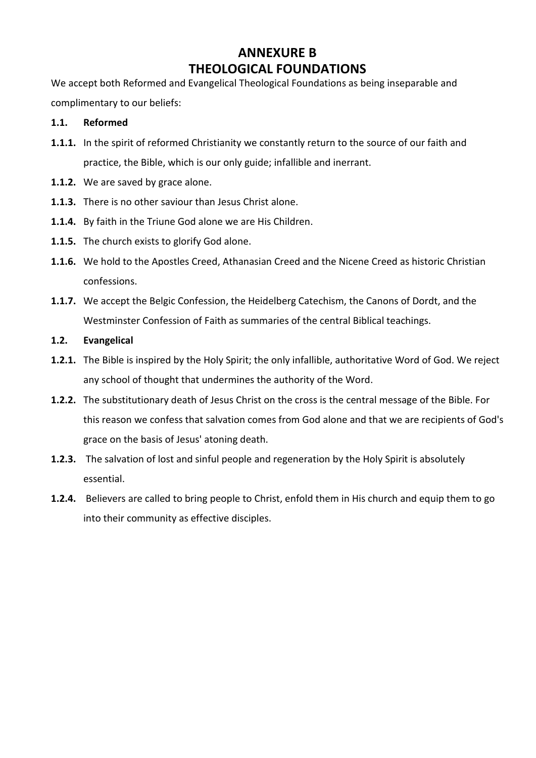# ANNEXURE B
# THEOLOGICAL FOUNDATIONS

We accept both Reformed and Evangelical Theological Foundations as being inseparable and complimentary to our beliefs:

**1.1. Reformed**

**1.1.1.** In the spirit of reformed Christianity we constantly return to the source of our faith and practice, the Bible, which is our only guide; infallible and inerrant.

**1.1.2.** We are saved by grace alone.

**1.1.3.** There is no other saviour than Jesus Christ alone.

**1.1.4.** By faith in the Triune God alone we are His Children.

**1.1.5.** The church exists to glorify God alone.

**1.1.6.** We hold to the Apostles Creed, Athanasian Creed and the Nicene Creed as historic Christian confessions.

**1.1.7.** We accept the Belgic Confession, the Heidelberg Catechism, the Canons of Dordt, and the Westminster Confession of Faith as summaries of the central Biblical teachings.

**1.2. Evangelical**

**1.2.1.** The Bible is inspired by the Holy Spirit; the only infallible, authoritative Word of God. We reject any school of thought that undermines the authority of the Word.

**1.2.2.** The substitutionary death of Jesus Christ on the cross is the central message of the Bible. For this reason we confess that salvation comes from God alone and that we are recipients of God's grace on the basis of Jesus' atoning death.

**1.2.3.** The salvation of lost and sinful people and regeneration by the Holy Spirit is absolutely essential.

**1.2.4.** Believers are called to bring people to Christ, enfold them in His church and equip them to go into their community as effective disciples.